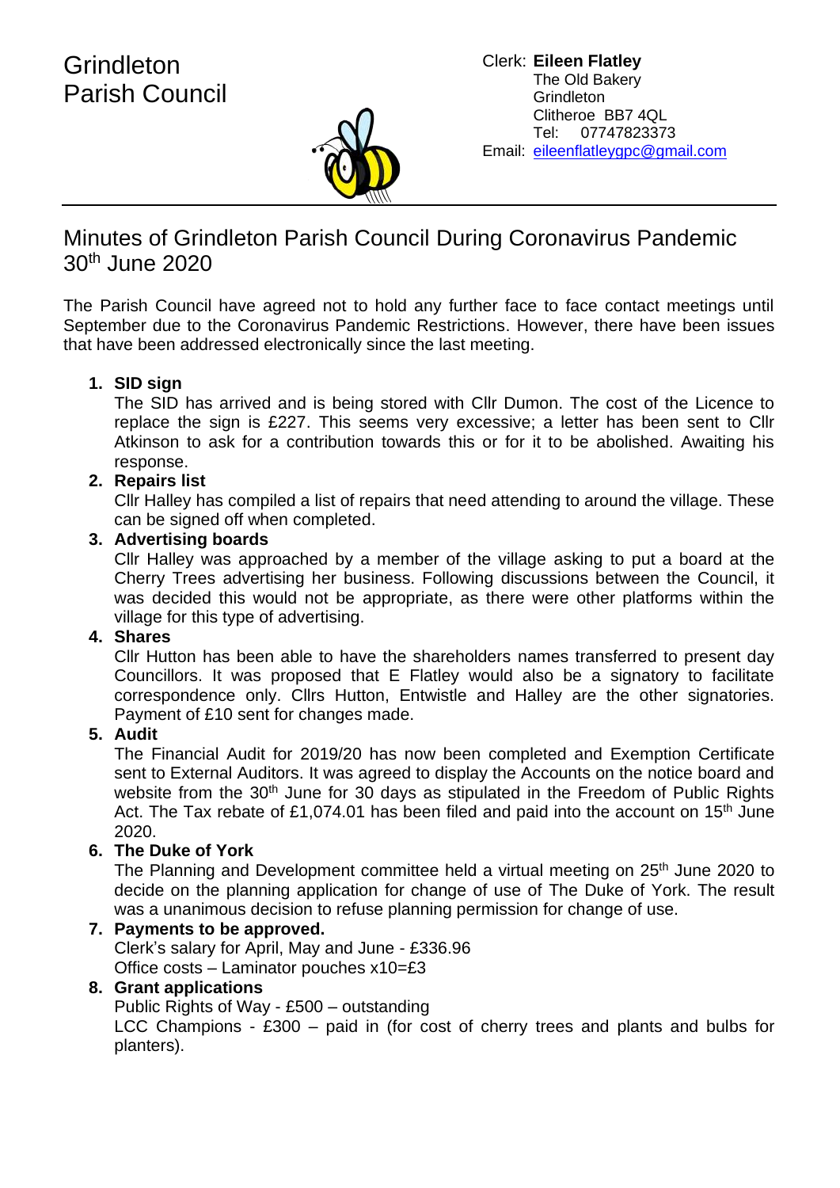# Grindleton Parish Council

Clerk: **Eileen Flatley**
The Old Bakery
Grindleton
Clitheroe BB7 4QL
Tel: 07747823373
Email: eileenflatleygpc@gmail.com

## Minutes of Grindleton Parish Council During Coronavirus Pandemic 30th June 2020

The Parish Council have agreed not to hold any further face to face contact meetings until September due to the Coronavirus Pandemic Restrictions. However, there have been issues that have been addressed electronically since the last meeting.

1. **SID sign**
   The SID has arrived and is being stored with Cllr Dumon. The cost of the Licence to replace the sign is £227. This seems very excessive; a letter has been sent to Cllr Atkinson to ask for a contribution towards this or for it to be abolished. Awaiting his response.
2. **Repairs list**
   Cllr Halley has compiled a list of repairs that need attending to around the village. These can be signed off when completed.
3. **Advertising boards**
   Cllr Halley was approached by a member of the village asking to put a board at the Cherry Trees advertising her business. Following discussions between the Council, it was decided this would not be appropriate, as there were other platforms within the village for this type of advertising.
4. **Shares**
   Cllr Hutton has been able to have the shareholders names transferred to present day Councillors. It was proposed that E Flatley would also be a signatory to facilitate correspondence only. Cllrs Hutton, Entwistle and Halley are the other signatories. Payment of £10 sent for changes made.
5. **Audit**
   The Financial Audit for 2019/20 has now been completed and Exemption Certificate sent to External Auditors. It was agreed to display the Accounts on the notice board and website from the 30th June for 30 days as stipulated in the Freedom of Public Rights Act. The Tax rebate of £1,074.01 has been filed and paid into the account on 15th June 2020.
6. **The Duke of York**
   The Planning and Development committee held a virtual meeting on 25th June 2020 to decide on the planning application for change of use of The Duke of York. The result was a unanimous decision to refuse planning permission for change of use.
7. **Payments to be approved.**
   Clerk's salary for April, May and June - £336.96
   Office costs – Laminator pouches x10=£3
8. **Grant applications**
   Public Rights of Way - £500 – outstanding
   LCC Champions - £300 – paid in (for cost of cherry trees and plants and bulbs for planters).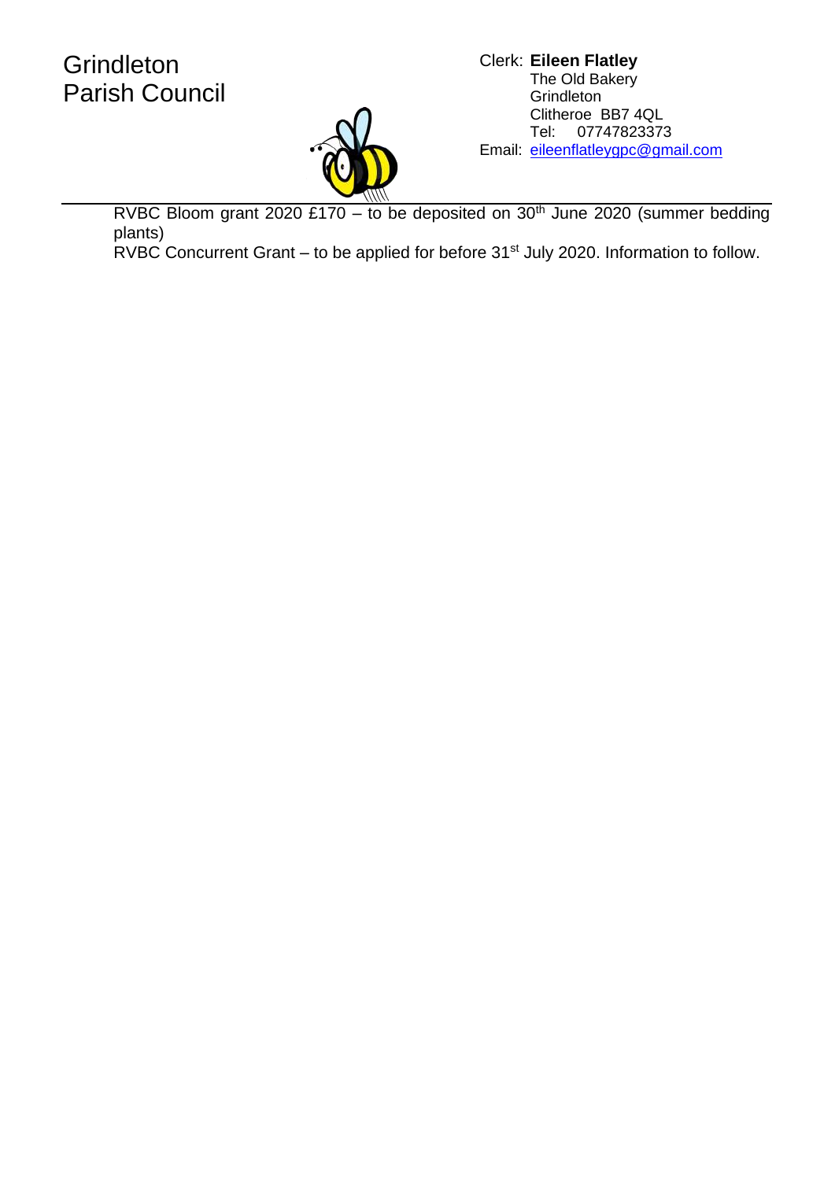# Grindleton Parish Council

Clerk: **Eileen Flatley**
The Old Bakery
Grindleton
Clitheroe BB7 4QL
Tel: 07747823373
Email: eileenflatleygpc@gmail.com

RVBC Bloom grant 2020 £170 – to be deposited on 30th June 2020 (summer bedding plants)

RVBC Concurrent Grant – to be applied for before 31st July 2020. Information to follow.